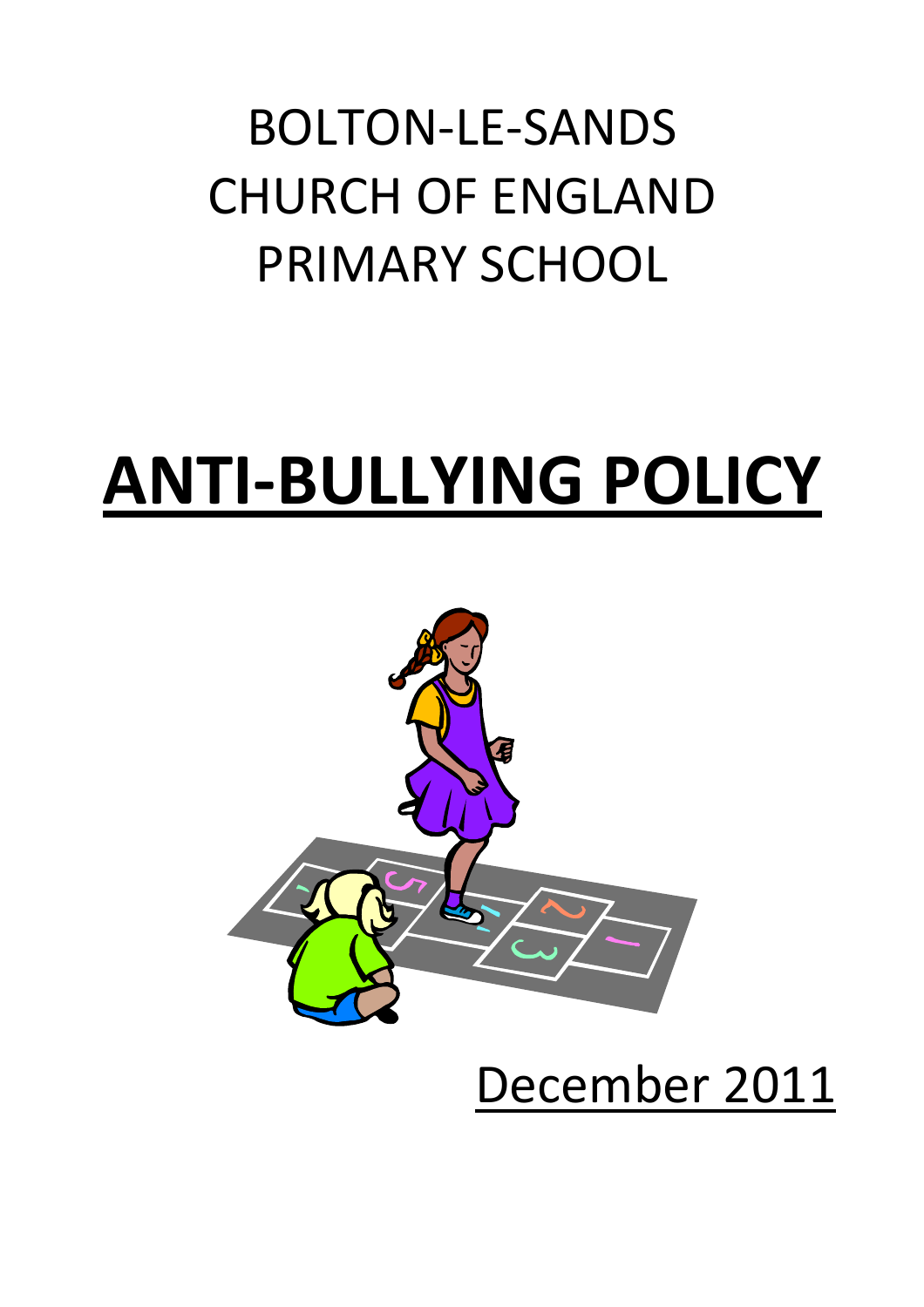# BOLTON-LE-SANDS CHURCH OF ENGLAND PRIMARY SCHOOL

# ANTI-BULLYING POLICY

December 2011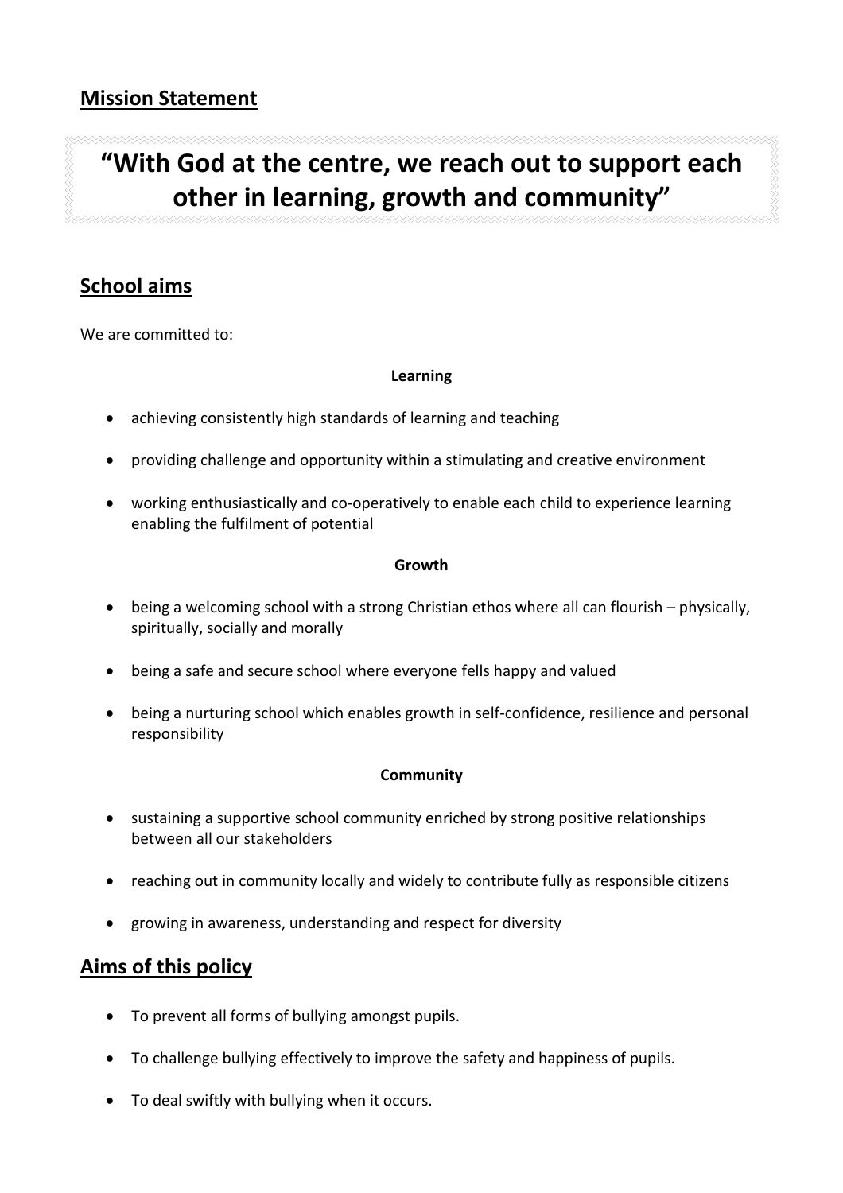## Mission Statement

## "With God at the centre, we reach out to support each other in learning, growth and community"

## School aims

We are committed to:

**Learning**

- achieving consistently high standards of learning and teaching
- providing challenge and opportunity within a stimulating and creative environment
- working enthusiastically and co-operatively to enable each child to experience learning enabling the fulfilment of potential

**Growth**

- being a welcoming school with a strong Christian ethos where all can flourish – physically, spiritually, socially and morally
- being a safe and secure school where everyone fells happy and valued
- being a nurturing school which enables growth in self-confidence, resilience and personal responsibility

**Community**

- sustaining a supportive school community enriched by strong positive relationships between all our stakeholders
- reaching out in community locally and widely to contribute fully as responsible citizens
- growing in awareness, understanding and respect for diversity

## Aims of this policy

- To prevent all forms of bullying amongst pupils.
- To challenge bullying effectively to improve the safety and happiness of pupils.
- To deal swiftly with bullying when it occurs.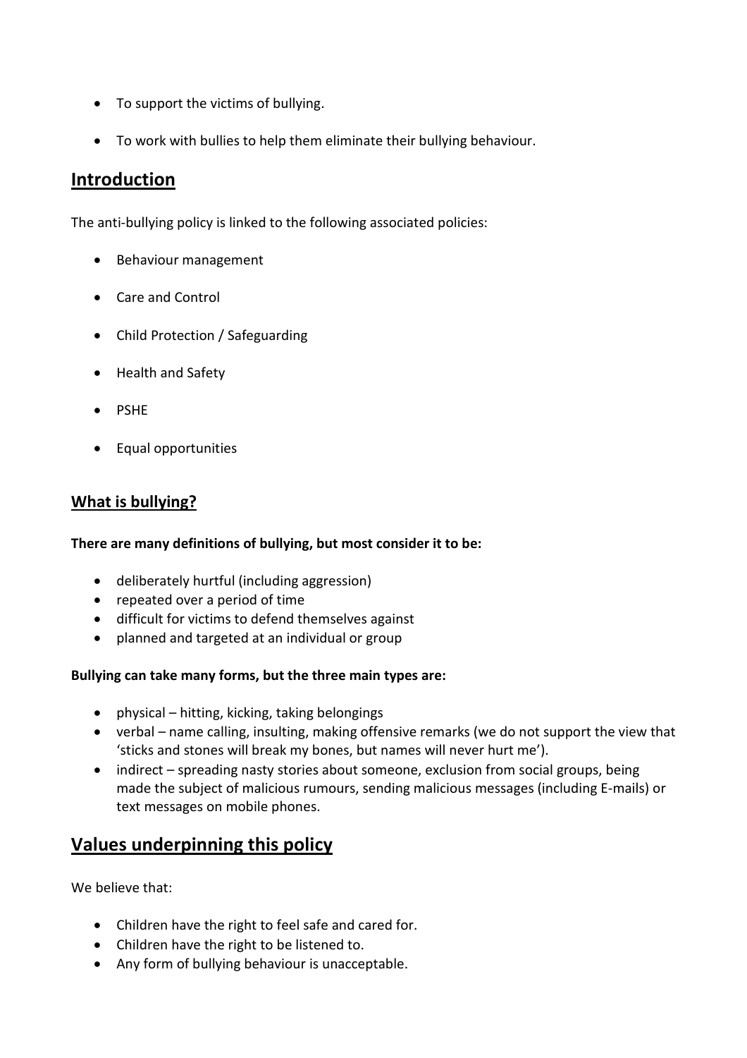- To support the victims of bullying.
- To work with bullies to help them eliminate their bullying behaviour.

## Introduction

The anti-bullying policy is linked to the following associated policies:

- Behaviour management
- Care and Control
- Child Protection / Safeguarding
- Health and Safety
- PSHE
- Equal opportunities

### What is bullying?

**There are many definitions of bullying, but most consider it to be:**

- deliberately hurtful (including aggression)
- repeated over a period of time
- difficult for victims to defend themselves against
- planned and targeted at an individual or group

**Bullying can take many forms, but the three main types are:**

- physical – hitting, kicking, taking belongings
- verbal – name calling, insulting, making offensive remarks (we do not support the view that 'sticks and stones will break my bones, but names will never hurt me').
- indirect – spreading nasty stories about someone, exclusion from social groups, being made the subject of malicious rumours, sending malicious messages (including E-mails) or text messages on mobile phones.

## Values underpinning this policy

We believe that:

- Children have the right to feel safe and cared for.
- Children have the right to be listened to.
- Any form of bullying behaviour is unacceptable.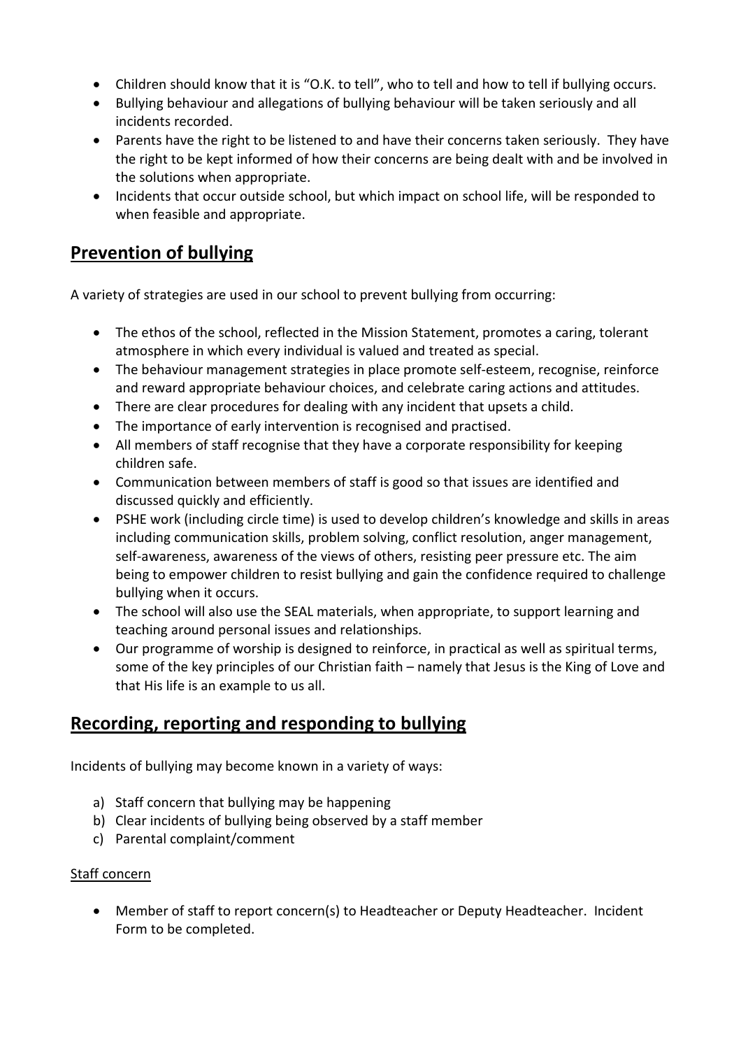- Children should know that it is "O.K. to tell", who to tell and how to tell if bullying occurs.
- Bullying behaviour and allegations of bullying behaviour will be taken seriously and all incidents recorded.
- Parents have the right to be listened to and have their concerns taken seriously. They have the right to be kept informed of how their concerns are being dealt with and be involved in the solutions when appropriate.
- Incidents that occur outside school, but which impact on school life, will be responded to when feasible and appropriate.

## Prevention of bullying

A variety of strategies are used in our school to prevent bullying from occurring:

- The ethos of the school, reflected in the Mission Statement, promotes a caring, tolerant atmosphere in which every individual is valued and treated as special.
- The behaviour management strategies in place promote self-esteem, recognise, reinforce and reward appropriate behaviour choices, and celebrate caring actions and attitudes.
- There are clear procedures for dealing with any incident that upsets a child.
- The importance of early intervention is recognised and practised.
- All members of staff recognise that they have a corporate responsibility for keeping children safe.
- Communication between members of staff is good so that issues are identified and discussed quickly and efficiently.
- PSHE work (including circle time) is used to develop children's knowledge and skills in areas including communication skills, problem solving, conflict resolution, anger management, self-awareness, awareness of the views of others, resisting peer pressure etc. The aim being to empower children to resist bullying and gain the confidence required to challenge bullying when it occurs.
- The school will also use the SEAL materials, when appropriate, to support learning and teaching around personal issues and relationships.
- Our programme of worship is designed to reinforce, in practical as well as spiritual terms, some of the key principles of our Christian faith – namely that Jesus is the King of Love and that His life is an example to us all.

## Recording, reporting and responding to bullying

Incidents of bullying may become known in a variety of ways:

a) Staff concern that bullying may be happening
b) Clear incidents of bullying being observed by a staff member
c) Parental complaint/comment

Staff concern

- Member of staff to report concern(s) to Headteacher or Deputy Headteacher. Incident Form to be completed.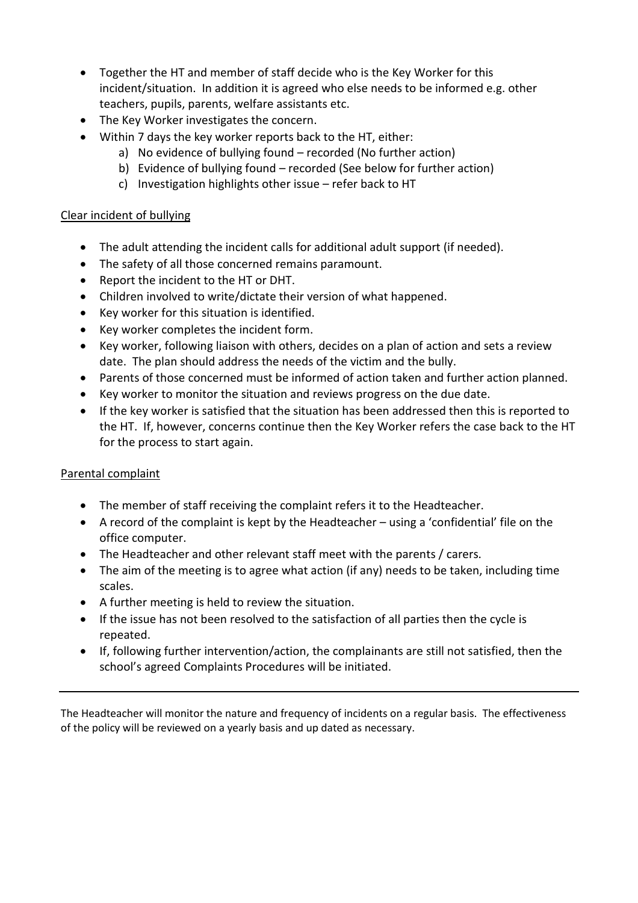- Together the HT and member of staff decide who is the Key Worker for this incident/situation. In addition it is agreed who else needs to be informed e.g. other teachers, pupils, parents, welfare assistants etc.
- The Key Worker investigates the concern.
- Within 7 days the key worker reports back to the HT, either:
  a) No evidence of bullying found – recorded (No further action)
  b) Evidence of bullying found – recorded (See below for further action)
  c) Investigation highlights other issue – refer back to HT

<u>Clear incident of bullying</u>

- The adult attending the incident calls for additional adult support (if needed).
- The safety of all those concerned remains paramount.
- Report the incident to the HT or DHT.
- Children involved to write/dictate their version of what happened.
- Key worker for this situation is identified.
- Key worker completes the incident form.
- Key worker, following liaison with others, decides on a plan of action and sets a review date. The plan should address the needs of the victim and the bully.
- Parents of those concerned must be informed of action taken and further action planned.
- Key worker to monitor the situation and reviews progress on the due date.
- If the key worker is satisfied that the situation has been addressed then this is reported to the HT. If, however, concerns continue then the Key Worker refers the case back to the HT for the process to start again.

<u>Parental complaint</u>

- The member of staff receiving the complaint refers it to the Headteacher.
- A record of the complaint is kept by the Headteacher – using a 'confidential' file on the office computer.
- The Headteacher and other relevant staff meet with the parents / carers.
- The aim of the meeting is to agree what action (if any) needs to be taken, including time scales.
- A further meeting is held to review the situation.
- If the issue has not been resolved to the satisfaction of all parties then the cycle is repeated.
- If, following further intervention/action, the complainants are still not satisfied, then the school's agreed Complaints Procedures will be initiated.

---

The Headteacher will monitor the nature and frequency of incidents on a regular basis. The effectiveness of the policy will be reviewed on a yearly basis and up dated as necessary.